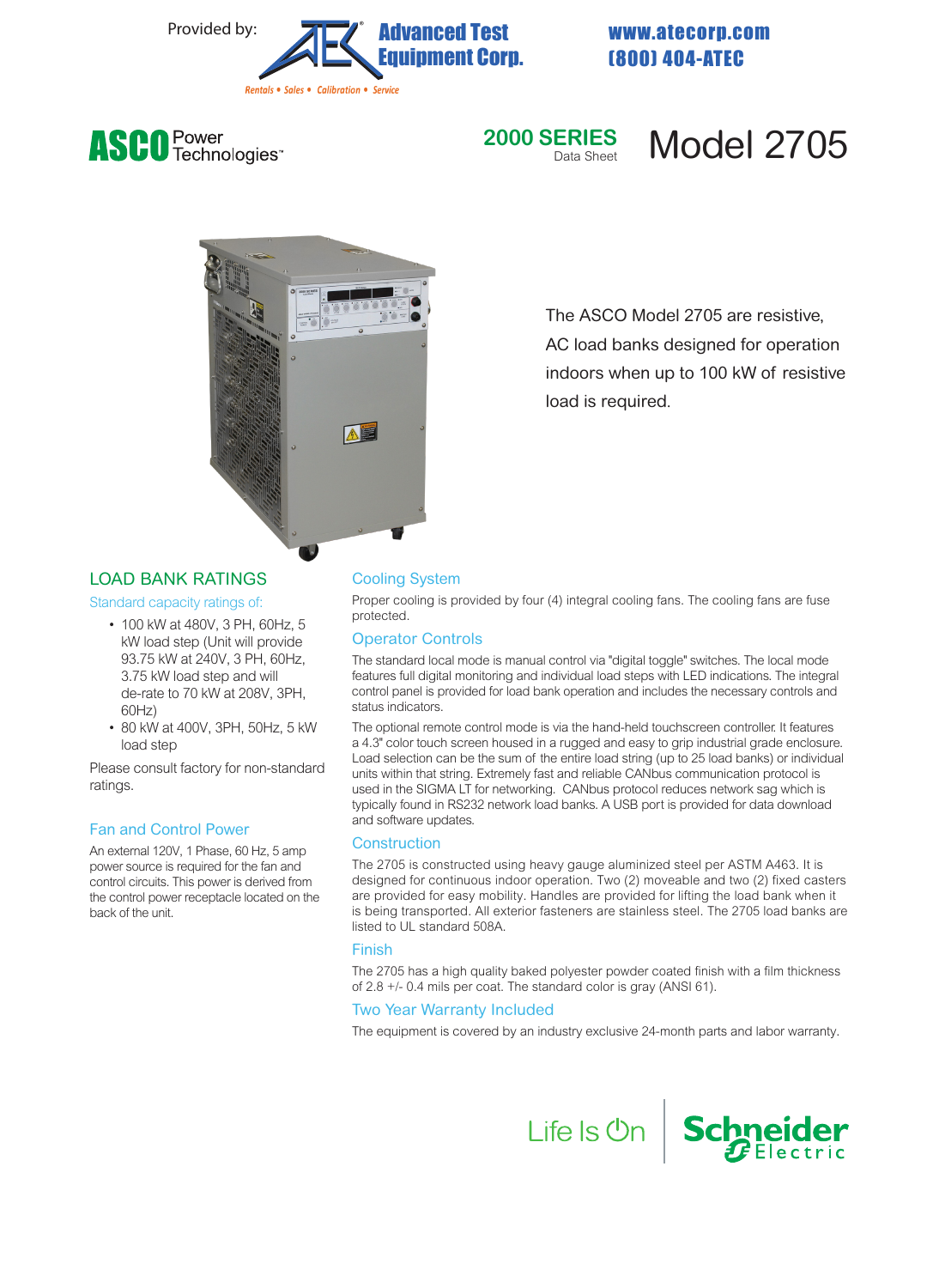Provided by: Advanced Test Equipment Corp.

Rentals • Sales • Calibration • Service

www.atecorp.com
(800) 404-ATEC

ASCO Power Technologies™

# 2000 SERIES Data Sheet — Model 2705

The ASCO Model 2705 are resistive, AC load banks designed for operation indoors when up to 100 kW of resistive load is required.

## LOAD BANK RATINGS

### Standard capacity ratings of:

- 100 kW at 480V, 3 PH, 60Hz, 5 kW load step (Unit will provide 93.75 kW at 240V, 3 PH, 60Hz, 3.75 kW load step and will de-rate to 70 kW at 208V, 3PH, 60Hz)
- 80 kW at 400V, 3PH, 50Hz, 5 kW load step

Please consult factory for non-standard ratings.

### Fan and Control Power

An external 120V, 1 Phase, 60 Hz, 5 amp power source is required for the fan and control circuits. This power is derived from the control power receptacle located on the back of the unit.

### Cooling System

Proper cooling is provided by four (4) integral cooling fans. The cooling fans are fuse protected.

### Operator Controls

The standard local mode is manual control via "digital toggle" switches. The local mode features full digital monitoring and individual load steps with LED indications. The integral control panel is provided for load bank operation and includes the necessary controls and status indicators.

The optional remote control mode is via the hand-held touchscreen controller. It features a 4.3" color touch screen housed in a rugged and easy to grip industrial grade enclosure. Load selection can be the sum of the entire load string (up to 25 load banks) or individual units within that string. Extremely fast and reliable CANbus communication protocol is used in the SIGMA LT for networking. CANbus protocol reduces network sag which is typically found in RS232 network load banks. A USB port is provided for data download and software updates.

### Construction

The 2705 is constructed using heavy gauge aluminized steel per ASTM A463. It is designed for continuous indoor operation. Two (2) moveable and two (2) fixed casters are provided for easy mobility. Handles are provided for lifting the load bank when it is being transported. All exterior fasteners are stainless steel. The 2705 load banks are listed to UL standard 508A.

### Finish

The 2705 has a high quality baked polyester powder coated finish with a film thickness of 2.8 +/- 0.4 mils per coat. The standard color is gray (ANSI 61).

### Two Year Warranty Included

The equipment is covered by an industry exclusive 24-month parts and labor warranty.

Life Is On | Schneider Electric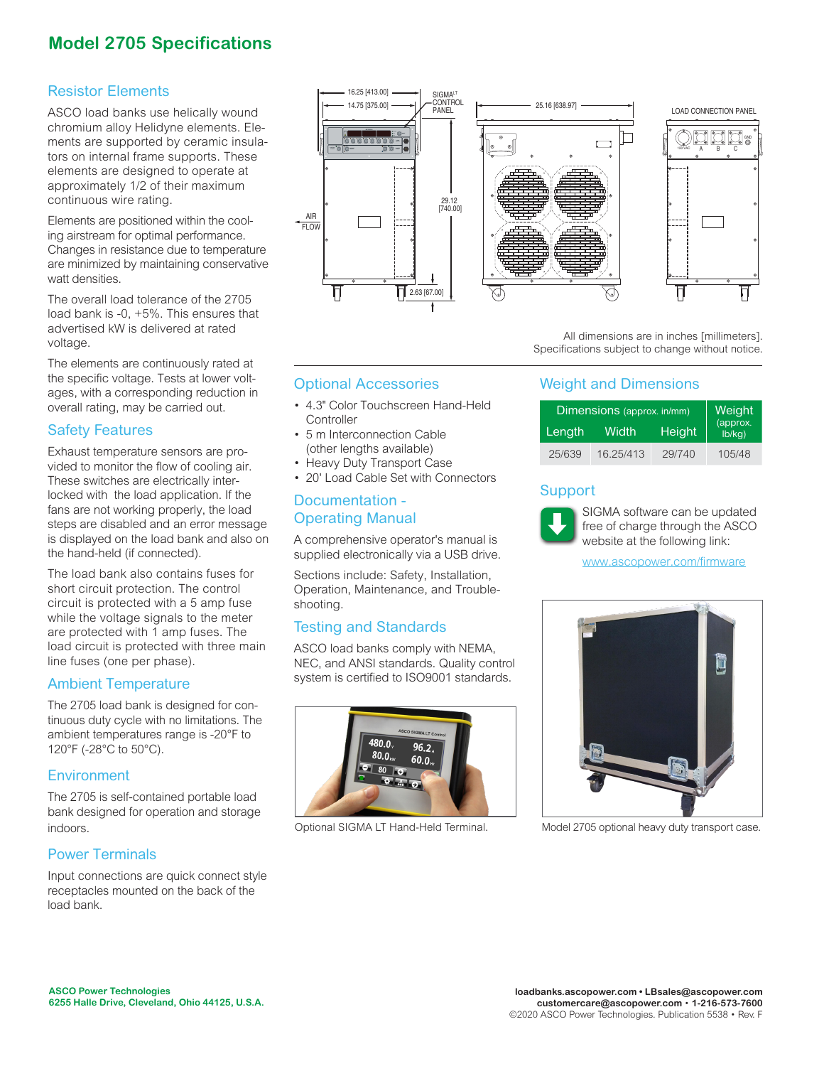# Model 2705 Specifications

## Resistor Elements

ASCO load banks use helically wound chromium alloy Helidyne elements. Elements are supported by ceramic insulators on internal frame supports. These elements are designed to operate at approximately 1/2 of their maximum continuous wire rating.

Elements are positioned within the cooling airstream for optimal performance. Changes in resistance due to temperature are minimized by maintaining conservative watt densities.

The overall load tolerance of the 2705 load bank is -0, +5%. This ensures that advertised kW is delivered at rated voltage.

The elements are continuously rated at the specific voltage. Tests at lower voltages, with a corresponding reduction in overall rating, may be carried out.

## Safety Features

Exhaust temperature sensors are provided to monitor the flow of cooling air. These switches are electrically interlocked with the load application. If the fans are not working properly, the load steps are disabled and an error message is displayed on the load bank and also on the hand-held (if connected).

The load bank also contains fuses for short circuit protection. The control circuit is protected with a 5 amp fuse while the voltage signals to the meter are protected with 1 amp fuses. The load circuit is protected with three main line fuses (one per phase).

## Ambient Temperature

The 2705 load bank is designed for continuous duty cycle with no limitations. The ambient temperatures range is -20°F to 120°F (-28°C to 50°C).

## Environment

The 2705 is self-contained portable load bank designed for operation and storage indoors.

## Power Terminals

Input connections are quick connect style receptacles mounted on the back of the load bank.

16.25 [413.00]
14.75 [375.00]
SIGMA LT CONTROL PANEL
AIR FLOW
29.12 [740.00]
2.63 [67.00]
25.16 [638.97]
LOAD CONNECTION PANEL

All dimensions are in inches [millimeters].
Specifications subject to change without notice.

## Optional Accessories

- 4.3" Color Touchscreen Hand-Held Controller
- 5 m Interconnection Cable (other lengths available)
- Heavy Duty Transport Case
- 20' Load Cable Set with Connectors

## Documentation - Operating Manual

A comprehensive operator's manual is supplied electronically via a USB drive.

Sections include: Safety, Installation, Operation, Maintenance, and Trouble-shooting.

## Testing and Standards

ASCO load banks comply with NEMA, NEC, and ANSI standards. Quality control system is certified to ISO9001 standards.

Optional SIGMA LT Hand-Held Terminal.

## Weight and Dimensions

| Dimensions (approx. in/mm) | | | Weight (approx. lb/kg) |
|---|---|---|---|
| Length | Width | Height | |
| 25/639 | 16.25/413 | 29/740 | 105/48 |

## Support

SIGMA software can be updated free of charge through the ASCO website at the following link:

www.ascopower.com/firmware

Model 2705 optional heavy duty transport case.

**ASCO Power Technologies**
**6255 Halle Drive, Cleveland, Ohio 44125, U.S.A.**

**loadbanks.ascopower.com • LBsales@ascopower.com**
**customercare@ascopower.com • 1-216-573-7600**
©2020 ASCO Power Technologies. Publication 5538 • Rev. F